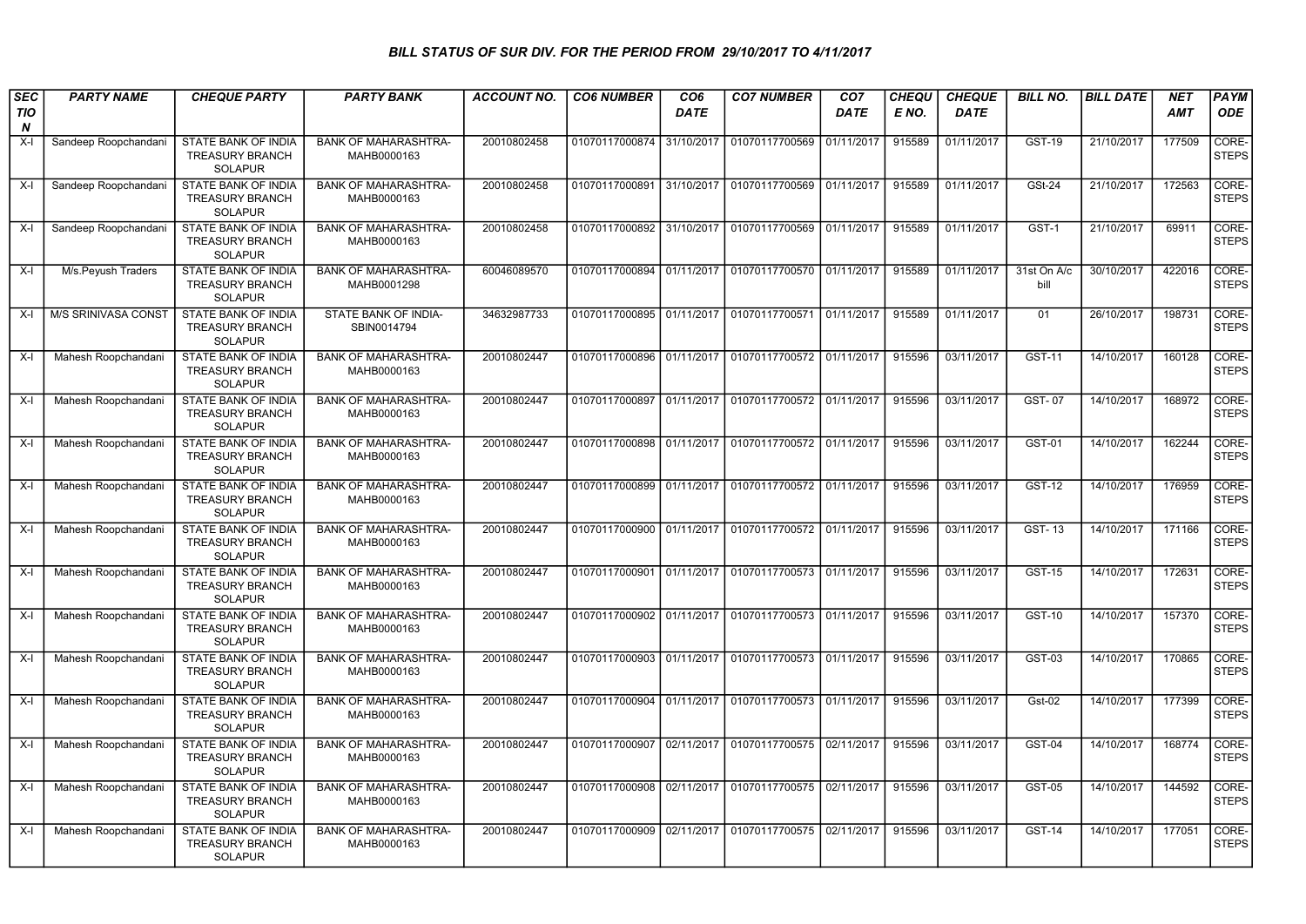# BILL STATUS OF SUR DIV. FOR THE PERIOD FROM 29/10/2017 TO 4/11/2017

| SECTION | PARTY NAME | CHEQUE PARTY | PARTY BANK | ACCOUNT NO. | CO6 NUMBER | CO6 DATE | CO7 NUMBER | CO7 DATE | CHEQUE NO. | CHEQUE DATE | BILL NO. | BILL DATE | NET AMT | PAYMODE |
|---|---|---|---|---|---|---|---|---|---|---|---|---|---|---|
| X-I | Sandeep Roopchandani | STATE BANK OF INDIA TREASURY BRANCH SOLAPUR | BANK OF MAHARASHTRA-MAHB0000163 | 20010802458 | 01070117000874 | 31/10/2017 | 01070117700569 | 01/11/2017 | 915589 | 01/11/2017 | GST-19 | 21/10/2017 | 177509 | CORE-STEPS |
| X-I | Sandeep Roopchandani | STATE BANK OF INDIA TREASURY BRANCH SOLAPUR | BANK OF MAHARASHTRA-MAHB0000163 | 20010802458 | 01070117000891 | 31/10/2017 | 01070117700569 | 01/11/2017 | 915589 | 01/11/2017 | GSt-24 | 21/10/2017 | 172563 | CORE-STEPS |
| X-I | Sandeep Roopchandani | STATE BANK OF INDIA TREASURY BRANCH SOLAPUR | BANK OF MAHARASHTRA-MAHB0000163 | 20010802458 | 01070117000892 | 31/10/2017 | 01070117700569 | 01/11/2017 | 915589 | 01/11/2017 | GST-1 | 21/10/2017 | 69911 | CORE-STEPS |
| X-I | M/s.Peyush Traders | STATE BANK OF INDIA TREASURY BRANCH SOLAPUR | BANK OF MAHARASHTRA-MAHB0001298 | 60046089570 | 01070117000894 | 01/11/2017 | 01070117700570 | 01/11/2017 | 915589 | 01/11/2017 | 31st On A/c bill | 30/10/2017 | 422016 | CORE-STEPS |
| X-I | M/S SRINIVASA CONST | STATE BANK OF INDIA TREASURY BRANCH SOLAPUR | STATE BANK OF INDIA-SBIN0014794 | 34632987733 | 01070117000895 | 01/11/2017 | 01070117700571 | 01/11/2017 | 915589 | 01/11/2017 | 01 | 26/10/2017 | 198731 | CORE-STEPS |
| X-I | Mahesh Roopchandani | STATE BANK OF INDIA TREASURY BRANCH SOLAPUR | BANK OF MAHARASHTRA-MAHB0000163 | 20010802447 | 01070117000896 | 01/11/2017 | 01070117700572 | 01/11/2017 | 915596 | 03/11/2017 | GST-11 | 14/10/2017 | 160128 | CORE-STEPS |
| X-I | Mahesh Roopchandani | STATE BANK OF INDIA TREASURY BRANCH SOLAPUR | BANK OF MAHARASHTRA-MAHB0000163 | 20010802447 | 01070117000897 | 01/11/2017 | 01070117700572 | 01/11/2017 | 915596 | 03/11/2017 | GST- 07 | 14/10/2017 | 168972 | CORE-STEPS |
| X-I | Mahesh Roopchandani | STATE BANK OF INDIA TREASURY BRANCH SOLAPUR | BANK OF MAHARASHTRA-MAHB0000163 | 20010802447 | 01070117000898 | 01/11/2017 | 01070117700572 | 01/11/2017 | 915596 | 03/11/2017 | GST-01 | 14/10/2017 | 162244 | CORE-STEPS |
| X-I | Mahesh Roopchandani | STATE BANK OF INDIA TREASURY BRANCH SOLAPUR | BANK OF MAHARASHTRA-MAHB0000163 | 20010802447 | 01070117000899 | 01/11/2017 | 01070117700572 | 01/11/2017 | 915596 | 03/11/2017 | GST-12 | 14/10/2017 | 176959 | CORE-STEPS |
| X-I | Mahesh Roopchandani | STATE BANK OF INDIA TREASURY BRANCH SOLAPUR | BANK OF MAHARASHTRA-MAHB0000163 | 20010802447 | 01070117000900 | 01/11/2017 | 01070117700572 | 01/11/2017 | 915596 | 03/11/2017 | GST- 13 | 14/10/2017 | 171166 | CORE-STEPS |
| X-I | Mahesh Roopchandani | STATE BANK OF INDIA TREASURY BRANCH SOLAPUR | BANK OF MAHARASHTRA-MAHB0000163 | 20010802447 | 01070117000901 | 01/11/2017 | 01070117700573 | 01/11/2017 | 915596 | 03/11/2017 | GST-15 | 14/10/2017 | 172631 | CORE-STEPS |
| X-I | Mahesh Roopchandani | STATE BANK OF INDIA TREASURY BRANCH SOLAPUR | BANK OF MAHARASHTRA-MAHB0000163 | 20010802447 | 01070117000902 | 01/11/2017 | 01070117700573 | 01/11/2017 | 915596 | 03/11/2017 | GST-10 | 14/10/2017 | 157370 | CORE-STEPS |
| X-I | Mahesh Roopchandani | STATE BANK OF INDIA TREASURY BRANCH SOLAPUR | BANK OF MAHARASHTRA-MAHB0000163 | 20010802447 | 01070117000903 | 01/11/2017 | 01070117700573 | 01/11/2017 | 915596 | 03/11/2017 | GST-03 | 14/10/2017 | 170865 | CORE-STEPS |
| X-I | Mahesh Roopchandani | STATE BANK OF INDIA TREASURY BRANCH SOLAPUR | BANK OF MAHARASHTRA-MAHB0000163 | 20010802447 | 01070117000904 | 01/11/2017 | 01070117700573 | 01/11/2017 | 915596 | 03/11/2017 | Gst-02 | 14/10/2017 | 177399 | CORE-STEPS |
| X-I | Mahesh Roopchandani | STATE BANK OF INDIA TREASURY BRANCH SOLAPUR | BANK OF MAHARASHTRA-MAHB0000163 | 20010802447 | 01070117000907 | 02/11/2017 | 01070117700575 | 02/11/2017 | 915596 | 03/11/2017 | GST-04 | 14/10/2017 | 168774 | CORE-STEPS |
| X-I | Mahesh Roopchandani | STATE BANK OF INDIA TREASURY BRANCH SOLAPUR | BANK OF MAHARASHTRA-MAHB0000163 | 20010802447 | 01070117000908 | 02/11/2017 | 01070117700575 | 02/11/2017 | 915596 | 03/11/2017 | GST-05 | 14/10/2017 | 144592 | CORE-STEPS |
| X-I | Mahesh Roopchandani | STATE BANK OF INDIA TREASURY BRANCH SOLAPUR | BANK OF MAHARASHTRA-MAHB0000163 | 20010802447 | 01070117000909 | 02/11/2017 | 01070117700575 | 02/11/2017 | 915596 | 03/11/2017 | GST-14 | 14/10/2017 | 177051 | CORE-STEPS |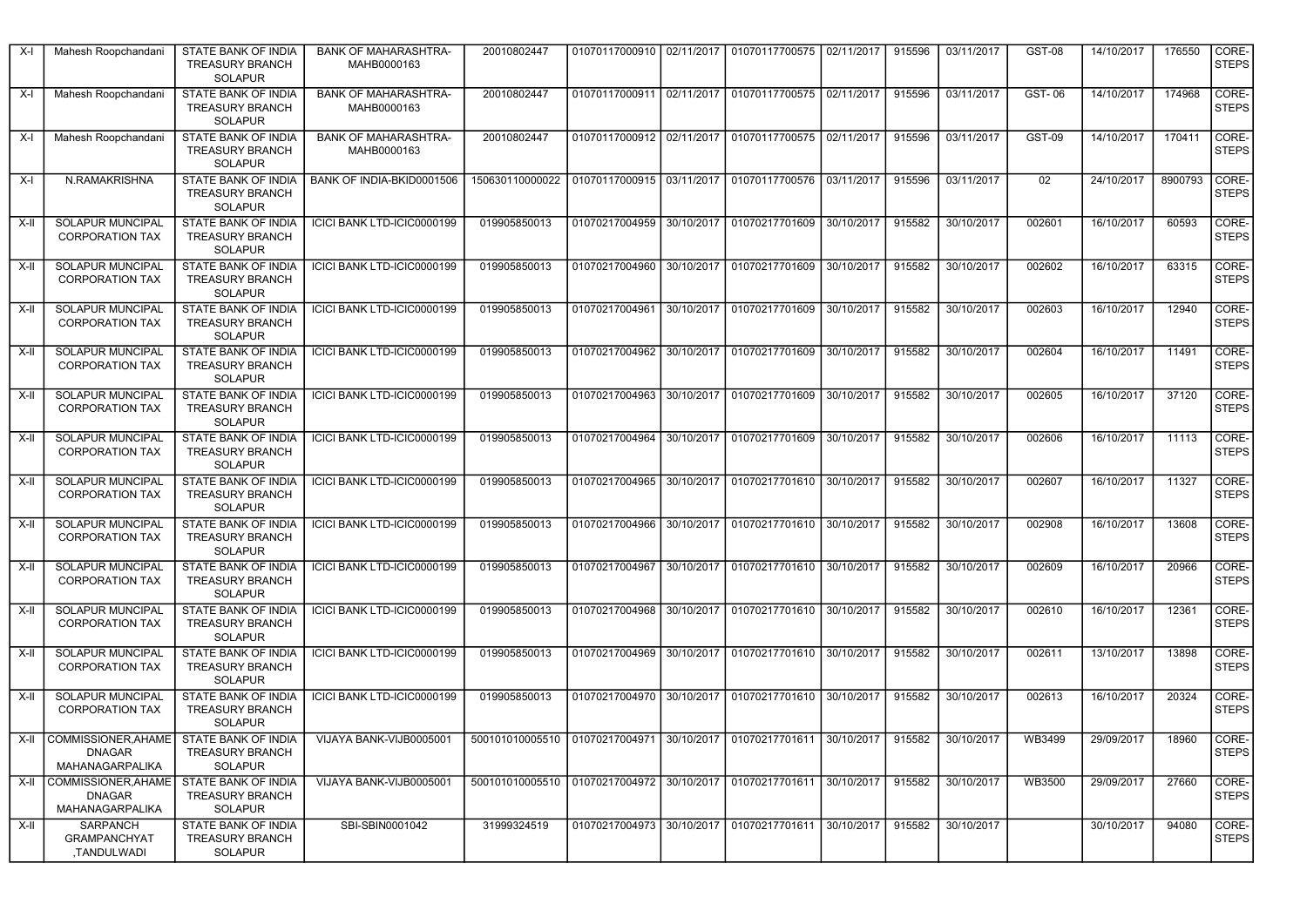| X-I | Mahesh Roopchandani | STATE BANK OF INDIA TREASURY BRANCH SOLAPUR | BANK OF MAHARASHTRA-MAHB0000163 | 20010802447 | 01070117000910 | 02/11/2017 | 01070117700575 | 02/11/2017 | 915596 | 03/11/2017 | GST-08 | 14/10/2017 | 176550 | CORE-STEPS |
|---|---|---|---|---|---|---|---|---|---|---|---|---|---|---|
| X-I | Mahesh Roopchandani | STATE BANK OF INDIA TREASURY BRANCH SOLAPUR | BANK OF MAHARASHTRA-MAHB0000163 | 20010802447 | 01070117000911 | 02/11/2017 | 01070117700575 | 02/11/2017 | 915596 | 03/11/2017 | GST- 06 | 14/10/2017 | 174968 | CORE-STEPS |
| X-I | Mahesh Roopchandani | STATE BANK OF INDIA TREASURY BRANCH SOLAPUR | BANK OF MAHARASHTRA-MAHB0000163 | 20010802447 | 01070117000912 | 02/11/2017 | 01070117700575 | 02/11/2017 | 915596 | 03/11/2017 | GST-09 | 14/10/2017 | 170411 | CORE-STEPS |
| X-I | N.RAMAKRISHNA | STATE BANK OF INDIA TREASURY BRANCH SOLAPUR | BANK OF INDIA-BKID0001506 | 150630110000022 | 01070117000915 | 03/11/2017 | 01070117700576 | 03/11/2017 | 915596 | 03/11/2017 | 02 | 24/10/2017 | 8900793 | CORE-STEPS |
| X-II | SOLAPUR MUNCIPAL CORPORATION TAX | STATE BANK OF INDIA TREASURY BRANCH SOLAPUR | ICICI BANK LTD-ICIC0000199 | 019905850013 | 01070217004959 | 30/10/2017 | 01070217701609 | 30/10/2017 | 915582 | 30/10/2017 | 002601 | 16/10/2017 | 60593 | CORE-STEPS |
| X-II | SOLAPUR MUNCIPAL CORPORATION TAX | STATE BANK OF INDIA TREASURY BRANCH SOLAPUR | ICICI BANK LTD-ICIC0000199 | 019905850013 | 01070217004960 | 30/10/2017 | 01070217701609 | 30/10/2017 | 915582 | 30/10/2017 | 002602 | 16/10/2017 | 63315 | CORE-STEPS |
| X-II | SOLAPUR MUNCIPAL CORPORATION TAX | STATE BANK OF INDIA TREASURY BRANCH SOLAPUR | ICICI BANK LTD-ICIC0000199 | 019905850013 | 01070217004961 | 30/10/2017 | 01070217701609 | 30/10/2017 | 915582 | 30/10/2017 | 002603 | 16/10/2017 | 12940 | CORE-STEPS |
| X-II | SOLAPUR MUNCIPAL CORPORATION TAX | STATE BANK OF INDIA TREASURY BRANCH SOLAPUR | ICICI BANK LTD-ICIC0000199 | 019905850013 | 01070217004962 | 30/10/2017 | 01070217701609 | 30/10/2017 | 915582 | 30/10/2017 | 002604 | 16/10/2017 | 11491 | CORE-STEPS |
| X-II | SOLAPUR MUNCIPAL CORPORATION TAX | STATE BANK OF INDIA TREASURY BRANCH SOLAPUR | ICICI BANK LTD-ICIC0000199 | 019905850013 | 01070217004963 | 30/10/2017 | 01070217701609 | 30/10/2017 | 915582 | 30/10/2017 | 002605 | 16/10/2017 | 37120 | CORE-STEPS |
| X-II | SOLAPUR MUNCIPAL CORPORATION TAX | STATE BANK OF INDIA TREASURY BRANCH SOLAPUR | ICICI BANK LTD-ICIC0000199 | 019905850013 | 01070217004964 | 30/10/2017 | 01070217701609 | 30/10/2017 | 915582 | 30/10/2017 | 002606 | 16/10/2017 | 11113 | CORE-STEPS |
| X-II | SOLAPUR MUNCIPAL CORPORATION TAX | STATE BANK OF INDIA TREASURY BRANCH SOLAPUR | ICICI BANK LTD-ICIC0000199 | 019905850013 | 01070217004965 | 30/10/2017 | 01070217701610 | 30/10/2017 | 915582 | 30/10/2017 | 002607 | 16/10/2017 | 11327 | CORE-STEPS |
| X-II | SOLAPUR MUNCIPAL CORPORATION TAX | STATE BANK OF INDIA TREASURY BRANCH SOLAPUR | ICICI BANK LTD-ICIC0000199 | 019905850013 | 01070217004966 | 30/10/2017 | 01070217701610 | 30/10/2017 | 915582 | 30/10/2017 | 002908 | 16/10/2017 | 13608 | CORE-STEPS |
| X-II | SOLAPUR MUNCIPAL CORPORATION TAX | STATE BANK OF INDIA TREASURY BRANCH SOLAPUR | ICICI BANK LTD-ICIC0000199 | 019905850013 | 01070217004967 | 30/10/2017 | 01070217701610 | 30/10/2017 | 915582 | 30/10/2017 | 002609 | 16/10/2017 | 20966 | CORE-STEPS |
| X-II | SOLAPUR MUNCIPAL CORPORATION TAX | STATE BANK OF INDIA TREASURY BRANCH SOLAPUR | ICICI BANK LTD-ICIC0000199 | 019905850013 | 01070217004968 | 30/10/2017 | 01070217701610 | 30/10/2017 | 915582 | 30/10/2017 | 002610 | 16/10/2017 | 12361 | CORE-STEPS |
| X-II | SOLAPUR MUNCIPAL CORPORATION TAX | STATE BANK OF INDIA TREASURY BRANCH SOLAPUR | ICICI BANK LTD-ICIC0000199 | 019905850013 | 01070217004969 | 30/10/2017 | 01070217701610 | 30/10/2017 | 915582 | 30/10/2017 | 002611 | 13/10/2017 | 13898 | CORE-STEPS |
| X-II | SOLAPUR MUNCIPAL CORPORATION TAX | STATE BANK OF INDIA TREASURY BRANCH SOLAPUR | ICICI BANK LTD-ICIC0000199 | 019905850013 | 01070217004970 | 30/10/2017 | 01070217701610 | 30/10/2017 | 915582 | 30/10/2017 | 002613 | 16/10/2017 | 20324 | CORE-STEPS |
| X-II | COMMISSIONER,AHAMEDNAGAR MAHANAGARPALIKA | STATE BANK OF INDIA TREASURY BRANCH SOLAPUR | VIJAYA BANK-VIJB0005001 | 500101010005510 | 01070217004971 | 30/10/2017 | 01070217701611 | 30/10/2017 | 915582 | 30/10/2017 | WB3499 | 29/09/2017 | 18960 | CORE-STEPS |
| X-II | COMMISSIONER,AHAMEDNAGAR MAHANAGARPALIKA | STATE BANK OF INDIA TREASURY BRANCH SOLAPUR | VIJAYA BANK-VIJB0005001 | 500101010005510 | 01070217004972 | 30/10/2017 | 01070217701611 | 30/10/2017 | 915582 | 30/10/2017 | WB3500 | 29/09/2017 | 27660 | CORE-STEPS |
| X-II | SARPANCH GRAMPANCHYAT ,TANDULWADI | STATE BANK OF INDIA TREASURY BRANCH SOLAPUR | SBI-SBIN0001042 | 31999324519 | 01070217004973 | 30/10/2017 | 01070217701611 | 30/10/2017 | 915582 | 30/10/2017 | | 30/10/2017 | 94080 | CORE-STEPS |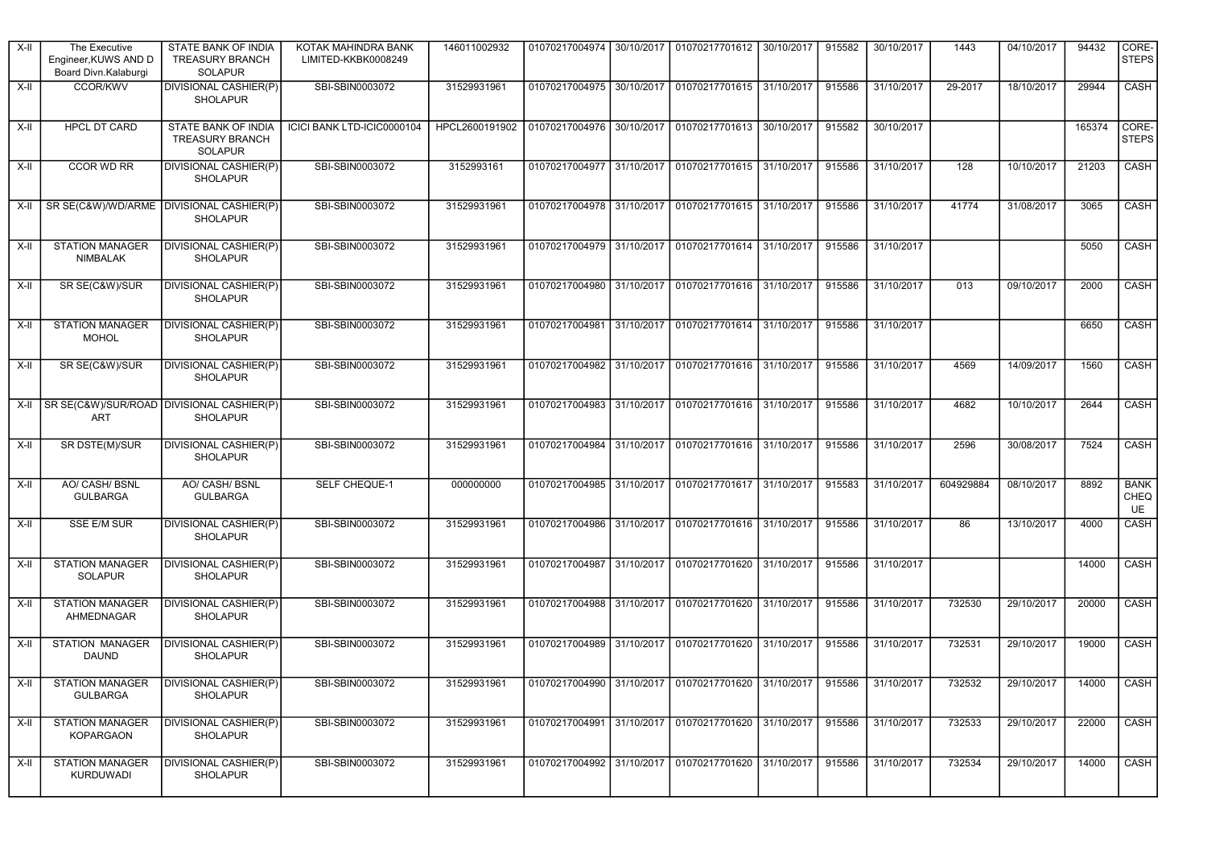| X-II | The Executive Engineer,KUWS AND D Board Divn.Kalaburgi | STATE BANK OF INDIA TREASURY BRANCH SOLAPUR | KOTAK MAHINDRA BANK LIMITED-KKBK0008249 | 146011002932 | 01070217004974 | 30/10/2017 | 01070217701612 | 30/10/2017 | 915582 | 30/10/2017 | 1443 | 04/10/2017 | 94432 | CORE-STEPS |
|---|---|---|---|---|---|---|---|---|---|---|---|---|---|---|
| X-II | CCOR/KWV | DIVISIONAL CASHIER(P) SHOLAPUR | SBI-SBIN0003072 | 31529931961 | 01070217004975 | 30/10/2017 | 01070217701615 | 31/10/2017 | 915586 | 31/10/2017 | 29-2017 | 18/10/2017 | 29944 | CASH |
| X-II | HPCL DT CARD | STATE BANK OF INDIA TREASURY BRANCH SOLAPUR | ICICI BANK LTD-ICIC0000104 | HPCL2600191902 | 01070217004976 | 30/10/2017 | 01070217701613 | 30/10/2017 | 915582 | 30/10/2017 | | | 165374 | CORE-STEPS |
| X-II | CCOR WD RR | DIVISIONAL CASHIER(P) SHOLAPUR | SBI-SBIN0003072 | 3152993161 | 01070217004977 | 31/10/2017 | 01070217701615 | 31/10/2017 | 915586 | 31/10/2017 | 128 | 10/10/2017 | 21203 | CASH |
| X-II | SR SE(C&W)/WD/ARME | DIVISIONAL CASHIER(P) SHOLAPUR | SBI-SBIN0003072 | 31529931961 | 01070217004978 | 31/10/2017 | 01070217701615 | 31/10/2017 | 915586 | 31/10/2017 | 41774 | 31/08/2017 | 3065 | CASH |
| X-II | STATION MANAGER NIMBALAK | DIVISIONAL CASHIER(P) SHOLAPUR | SBI-SBIN0003072 | 31529931961 | 01070217004979 | 31/10/2017 | 01070217701614 | 31/10/2017 | 915586 | 31/10/2017 | | | 5050 | CASH |
| X-II | SR SE(C&W)/SUR | DIVISIONAL CASHIER(P) SHOLAPUR | SBI-SBIN0003072 | 31529931961 | 01070217004980 | 31/10/2017 | 01070217701616 | 31/10/2017 | 915586 | 31/10/2017 | 013 | 09/10/2017 | 2000 | CASH |
| X-II | STATION MANAGER MOHOL | DIVISIONAL CASHIER(P) SHOLAPUR | SBI-SBIN0003072 | 31529931961 | 01070217004981 | 31/10/2017 | 01070217701614 | 31/10/2017 | 915586 | 31/10/2017 | | | 6650 | CASH |
| X-II | SR SE(C&W)/SUR | DIVISIONAL CASHIER(P) SHOLAPUR | SBI-SBIN0003072 | 31529931961 | 01070217004982 | 31/10/2017 | 01070217701616 | 31/10/2017 | 915586 | 31/10/2017 | 4569 | 14/09/2017 | 1560 | CASH |
| X-II | SR SE(C&W)/SUR/ROAD ART | DIVISIONAL CASHIER(P) SHOLAPUR | SBI-SBIN0003072 | 31529931961 | 01070217004983 | 31/10/2017 | 01070217701616 | 31/10/2017 | 915586 | 31/10/2017 | 4682 | 10/10/2017 | 2644 | CASH |
| X-II | SR DSTE(M)/SUR | DIVISIONAL CASHIER(P) SHOLAPUR | SBI-SBIN0003072 | 31529931961 | 01070217004984 | 31/10/2017 | 01070217701616 | 31/10/2017 | 915586 | 31/10/2017 | 2596 | 30/08/2017 | 7524 | CASH |
| X-II | AO/ CASH/ BSNL GULBARGA | AO/ CASH/ BSNL GULBARGA | SELF CHEQUE-1 | 000000000 | 01070217004985 | 31/10/2017 | 01070217701617 | 31/10/2017 | 915583 | 31/10/2017 | 604929884 | 08/10/2017 | 8892 | BANK CHEQUE |
| X-II | SSE E/M SUR | DIVISIONAL CASHIER(P) SHOLAPUR | SBI-SBIN0003072 | 31529931961 | 01070217004986 | 31/10/2017 | 01070217701616 | 31/10/2017 | 915586 | 31/10/2017 | 86 | 13/10/2017 | 4000 | CASH |
| X-II | STATION MANAGER SOLAPUR | DIVISIONAL CASHIER(P) SHOLAPUR | SBI-SBIN0003072 | 31529931961 | 01070217004987 | 31/10/2017 | 01070217701620 | 31/10/2017 | 915586 | 31/10/2017 | | | 14000 | CASH |
| X-II | STATION MANAGER AHMEDNAGAR | DIVISIONAL CASHIER(P) SHOLAPUR | SBI-SBIN0003072 | 31529931961 | 01070217004988 | 31/10/2017 | 01070217701620 | 31/10/2017 | 915586 | 31/10/2017 | 732530 | 29/10/2017 | 20000 | CASH |
| X-II | STATION MANAGER DAUND | DIVISIONAL CASHIER(P) SHOLAPUR | SBI-SBIN0003072 | 31529931961 | 01070217004989 | 31/10/2017 | 01070217701620 | 31/10/2017 | 915586 | 31/10/2017 | 732531 | 29/10/2017 | 19000 | CASH |
| X-II | STATION MANAGER GULBARGA | DIVISIONAL CASHIER(P) SHOLAPUR | SBI-SBIN0003072 | 31529931961 | 01070217004990 | 31/10/2017 | 01070217701620 | 31/10/2017 | 915586 | 31/10/2017 | 732532 | 29/10/2017 | 14000 | CASH |
| X-II | STATION MANAGER KOPARGAON | DIVISIONAL CASHIER(P) SHOLAPUR | SBI-SBIN0003072 | 31529931961 | 01070217004991 | 31/10/2017 | 01070217701620 | 31/10/2017 | 915586 | 31/10/2017 | 732533 | 29/10/2017 | 22000 | CASH |
| X-II | STATION MANAGER KURDUWADI | DIVISIONAL CASHIER(P) SHOLAPUR | SBI-SBIN0003072 | 31529931961 | 01070217004992 | 31/10/2017 | 01070217701620 | 31/10/2017 | 915586 | 31/10/2017 | 732534 | 29/10/2017 | 14000 | CASH |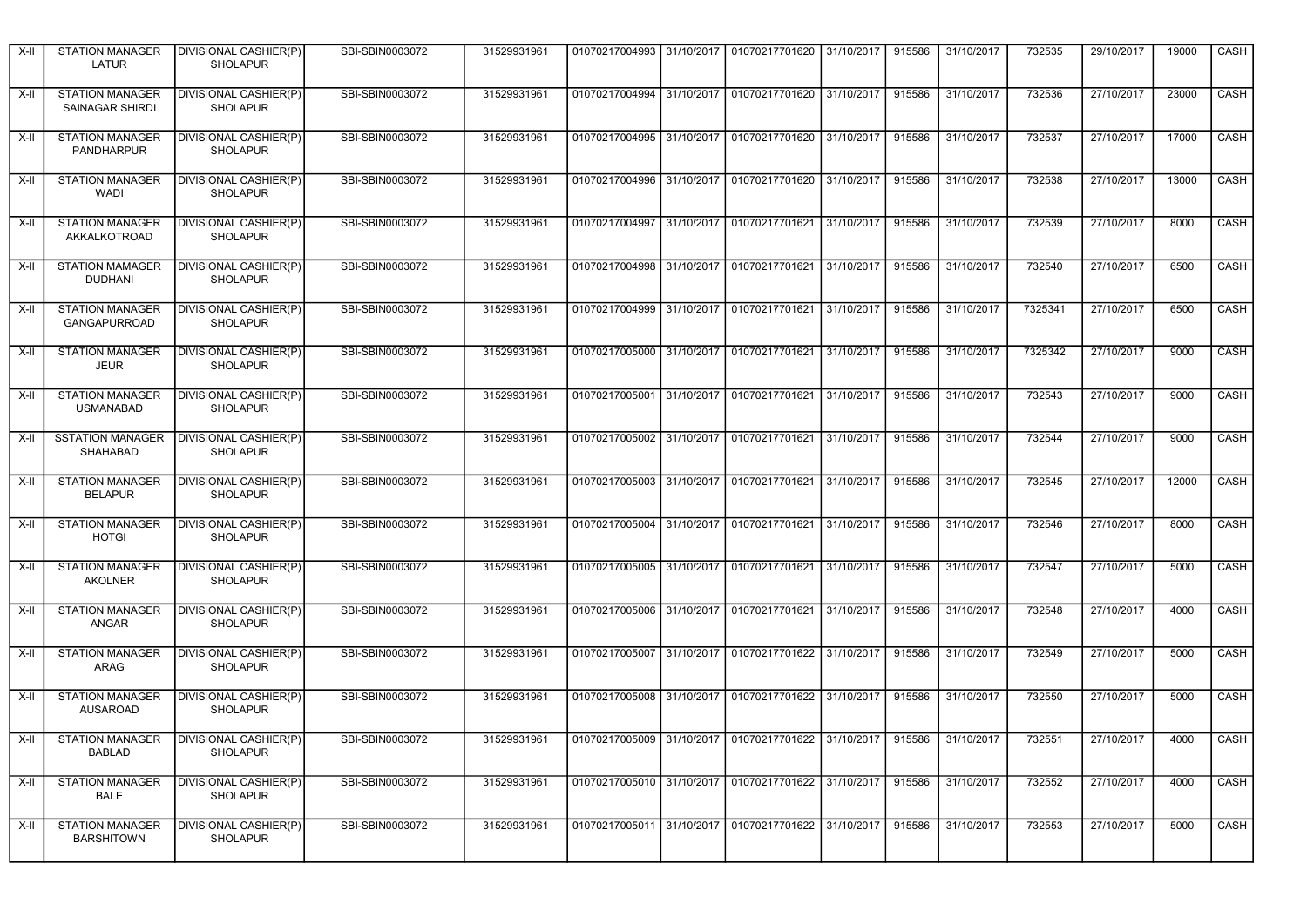| X-II | STATION MANAGER LATUR | DIVISIONAL CASHIER(P) SHOLAPUR | SBI-SBIN0003072 | 31529931961 | 01070217004993 | 31/10/2017 | 01070217701620 | 31/10/2017 | 915586 | 31/10/2017 | 732535 | 29/10/2017 | 19000 | CASH |
|---|---|---|---|---|---|---|---|---|---|---|---|---|---|---|
| X-II | STATION MANAGER SAINAGAR SHIRDI | DIVISIONAL CASHIER(P) SHOLAPUR | SBI-SBIN0003072 | 31529931961 | 01070217004994 | 31/10/2017 | 01070217701620 | 31/10/2017 | 915586 | 31/10/2017 | 732536 | 27/10/2017 | 23000 | CASH |
| X-II | STATION MANAGER PANDHARPUR | DIVISIONAL CASHIER(P) SHOLAPUR | SBI-SBIN0003072 | 31529931961 | 01070217004995 | 31/10/2017 | 01070217701620 | 31/10/2017 | 915586 | 31/10/2017 | 732537 | 27/10/2017 | 17000 | CASH |
| X-II | STATION MANAGER WADI | DIVISIONAL CASHIER(P) SHOLAPUR | SBI-SBIN0003072 | 31529931961 | 01070217004996 | 31/10/2017 | 01070217701620 | 31/10/2017 | 915586 | 31/10/2017 | 732538 | 27/10/2017 | 13000 | CASH |
| X-II | STATION MANAGER AKKALKOTROAD | DIVISIONAL CASHIER(P) SHOLAPUR | SBI-SBIN0003072 | 31529931961 | 01070217004997 | 31/10/2017 | 01070217701621 | 31/10/2017 | 915586 | 31/10/2017 | 732539 | 27/10/2017 | 8000 | CASH |
| X-II | STATION MAMAGER DUDHANI | DIVISIONAL CASHIER(P) SHOLAPUR | SBI-SBIN0003072 | 31529931961 | 01070217004998 | 31/10/2017 | 01070217701621 | 31/10/2017 | 915586 | 31/10/2017 | 732540 | 27/10/2017 | 6500 | CASH |
| X-II | STATION MANAGER GANGAPURROAD | DIVISIONAL CASHIER(P) SHOLAPUR | SBI-SBIN0003072 | 31529931961 | 01070217004999 | 31/10/2017 | 01070217701621 | 31/10/2017 | 915586 | 31/10/2017 | 7325341 | 27/10/2017 | 6500 | CASH |
| X-II | STATION MANAGER JEUR | DIVISIONAL CASHIER(P) SHOLAPUR | SBI-SBIN0003072 | 31529931961 | 01070217005000 | 31/10/2017 | 01070217701621 | 31/10/2017 | 915586 | 31/10/2017 | 7325342 | 27/10/2017 | 9000 | CASH |
| X-II | STATION MANAGER USMANABAD | DIVISIONAL CASHIER(P) SHOLAPUR | SBI-SBIN0003072 | 31529931961 | 01070217005001 | 31/10/2017 | 01070217701621 | 31/10/2017 | 915586 | 31/10/2017 | 732543 | 27/10/2017 | 9000 | CASH |
| X-II | SSTATION MANAGER SHAHABAD | DIVISIONAL CASHIER(P) SHOLAPUR | SBI-SBIN0003072 | 31529931961 | 01070217005002 | 31/10/2017 | 01070217701621 | 31/10/2017 | 915586 | 31/10/2017 | 732544 | 27/10/2017 | 9000 | CASH |
| X-II | STATION MANAGER BELAPUR | DIVISIONAL CASHIER(P) SHOLAPUR | SBI-SBIN0003072 | 31529931961 | 01070217005003 | 31/10/2017 | 01070217701621 | 31/10/2017 | 915586 | 31/10/2017 | 732545 | 27/10/2017 | 12000 | CASH |
| X-II | STATION MANAGER HOTGI | DIVISIONAL CASHIER(P) SHOLAPUR | SBI-SBIN0003072 | 31529931961 | 01070217005004 | 31/10/2017 | 01070217701621 | 31/10/2017 | 915586 | 31/10/2017 | 732546 | 27/10/2017 | 8000 | CASH |
| X-II | STATION MANAGER AKOLNER | DIVISIONAL CASHIER(P) SHOLAPUR | SBI-SBIN0003072 | 31529931961 | 01070217005005 | 31/10/2017 | 01070217701621 | 31/10/2017 | 915586 | 31/10/2017 | 732547 | 27/10/2017 | 5000 | CASH |
| X-II | STATION MANAGER ANGAR | DIVISIONAL CASHIER(P) SHOLAPUR | SBI-SBIN0003072 | 31529931961 | 01070217005006 | 31/10/2017 | 01070217701621 | 31/10/2017 | 915586 | 31/10/2017 | 732548 | 27/10/2017 | 4000 | CASH |
| X-II | STATION MANAGER ARAG | DIVISIONAL CASHIER(P) SHOLAPUR | SBI-SBIN0003072 | 31529931961 | 01070217005007 | 31/10/2017 | 01070217701622 | 31/10/2017 | 915586 | 31/10/2017 | 732549 | 27/10/2017 | 5000 | CASH |
| X-II | STATION MANAGER AUSAROAD | DIVISIONAL CASHIER(P) SHOLAPUR | SBI-SBIN0003072 | 31529931961 | 01070217005008 | 31/10/2017 | 01070217701622 | 31/10/2017 | 915586 | 31/10/2017 | 732550 | 27/10/2017 | 5000 | CASH |
| X-II | STATION MANAGER BABLAD | DIVISIONAL CASHIER(P) SHOLAPUR | SBI-SBIN0003072 | 31529931961 | 01070217005009 | 31/10/2017 | 01070217701622 | 31/10/2017 | 915586 | 31/10/2017 | 732551 | 27/10/2017 | 4000 | CASH |
| X-II | STATION MANAGER BALE | DIVISIONAL CASHIER(P) SHOLAPUR | SBI-SBIN0003072 | 31529931961 | 01070217005010 | 31/10/2017 | 01070217701622 | 31/10/2017 | 915586 | 31/10/2017 | 732552 | 27/10/2017 | 4000 | CASH |
| X-II | STATION MANAGER BARSHITOWN | DIVISIONAL CASHIER(P) SHOLAPUR | SBI-SBIN0003072 | 31529931961 | 01070217005011 | 31/10/2017 | 01070217701622 | 31/10/2017 | 915586 | 31/10/2017 | 732553 | 27/10/2017 | 5000 | CASH |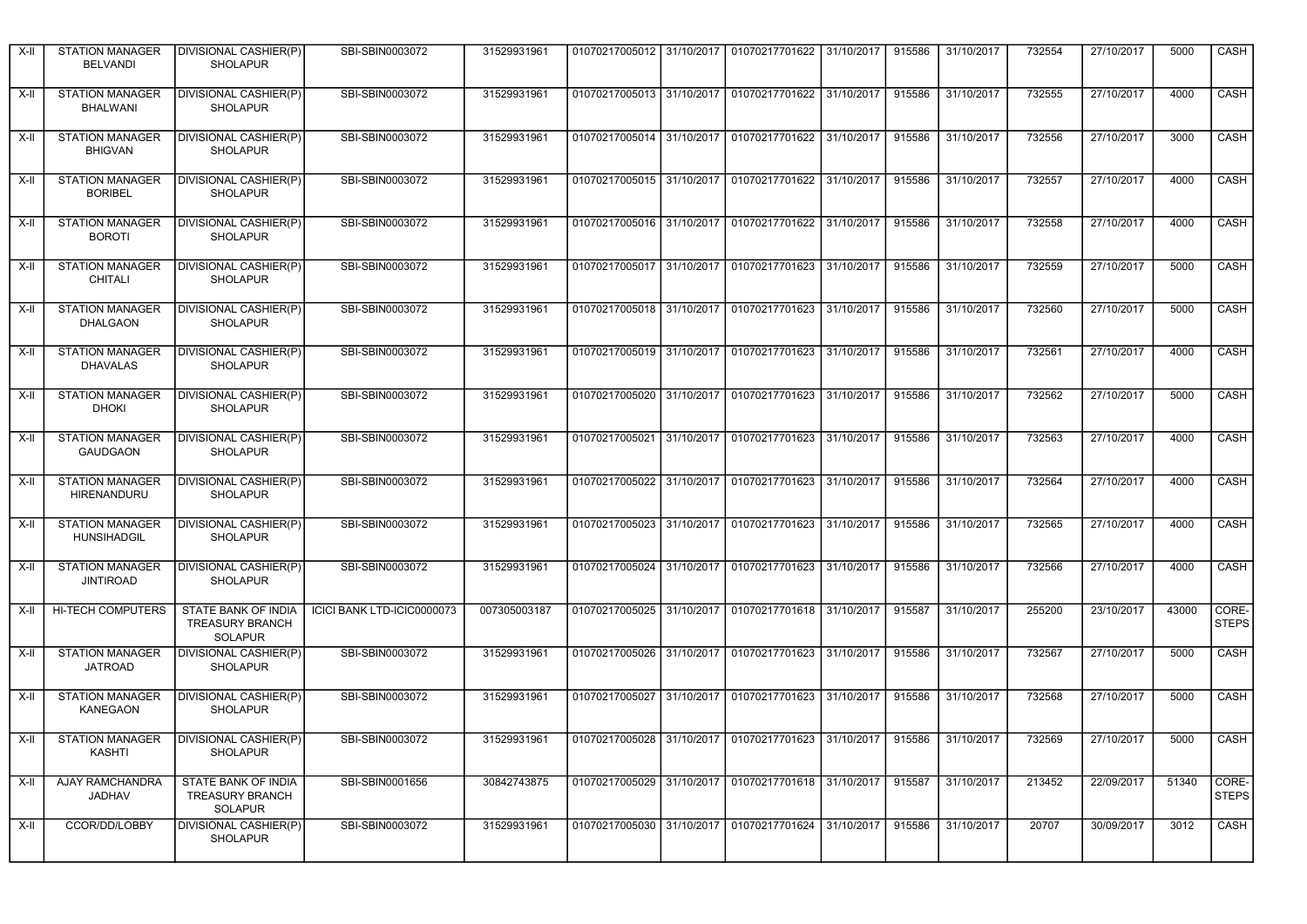| X-II | STATION MANAGER BELVANDI | DIVISIONAL CASHIER(P) SHOLAPUR | SBI-SBIN0003072 | 31529931961 | 01070217005012 | 31/10/2017 | 01070217701622 | 31/10/2017 | 915586 | 31/10/2017 | 732554 | 27/10/2017 | 5000 | CASH |
|---|---|---|---|---|---|---|---|---|---|---|---|---|---|---|
| X-II | STATION MANAGER BHALWANI | DIVISIONAL CASHIER(P) SHOLAPUR | SBI-SBIN0003072 | 31529931961 | 01070217005013 | 31/10/2017 | 01070217701622 | 31/10/2017 | 915586 | 31/10/2017 | 732555 | 27/10/2017 | 4000 | CASH |
| X-II | STATION MANAGER BHIGVAN | DIVISIONAL CASHIER(P) SHOLAPUR | SBI-SBIN0003072 | 31529931961 | 01070217005014 | 31/10/2017 | 01070217701622 | 31/10/2017 | 915586 | 31/10/2017 | 732556 | 27/10/2017 | 3000 | CASH |
| X-II | STATION MANAGER BORIBEL | DIVISIONAL CASHIER(P) SHOLAPUR | SBI-SBIN0003072 | 31529931961 | 01070217005015 | 31/10/2017 | 01070217701622 | 31/10/2017 | 915586 | 31/10/2017 | 732557 | 27/10/2017 | 4000 | CASH |
| X-II | STATION MANAGER BOROTI | DIVISIONAL CASHIER(P) SHOLAPUR | SBI-SBIN0003072 | 31529931961 | 01070217005016 | 31/10/2017 | 01070217701622 | 31/10/2017 | 915586 | 31/10/2017 | 732558 | 27/10/2017 | 4000 | CASH |
| X-II | STATION MANAGER CHITALI | DIVISIONAL CASHIER(P) SHOLAPUR | SBI-SBIN0003072 | 31529931961 | 01070217005017 | 31/10/2017 | 01070217701623 | 31/10/2017 | 915586 | 31/10/2017 | 732559 | 27/10/2017 | 5000 | CASH |
| X-II | STATION MANAGER DHALGAON | DIVISIONAL CASHIER(P) SHOLAPUR | SBI-SBIN0003072 | 31529931961 | 01070217005018 | 31/10/2017 | 01070217701623 | 31/10/2017 | 915586 | 31/10/2017 | 732560 | 27/10/2017 | 5000 | CASH |
| X-II | STATION MANAGER DHAVALAS | DIVISIONAL CASHIER(P) SHOLAPUR | SBI-SBIN0003072 | 31529931961 | 01070217005019 | 31/10/2017 | 01070217701623 | 31/10/2017 | 915586 | 31/10/2017 | 732561 | 27/10/2017 | 4000 | CASH |
| X-II | STATION MANAGER DHOKI | DIVISIONAL CASHIER(P) SHOLAPUR | SBI-SBIN0003072 | 31529931961 | 01070217005020 | 31/10/2017 | 01070217701623 | 31/10/2017 | 915586 | 31/10/2017 | 732562 | 27/10/2017 | 5000 | CASH |
| X-II | STATION MANAGER GAUDGAON | DIVISIONAL CASHIER(P) SHOLAPUR | SBI-SBIN0003072 | 31529931961 | 01070217005021 | 31/10/2017 | 01070217701623 | 31/10/2017 | 915586 | 31/10/2017 | 732563 | 27/10/2017 | 4000 | CASH |
| X-II | STATION MANAGER HIRENANDURU | DIVISIONAL CASHIER(P) SHOLAPUR | SBI-SBIN0003072 | 31529931961 | 01070217005022 | 31/10/2017 | 01070217701623 | 31/10/2017 | 915586 | 31/10/2017 | 732564 | 27/10/2017 | 4000 | CASH |
| X-II | STATION MANAGER HUNSIHADGIL | DIVISIONAL CASHIER(P) SHOLAPUR | SBI-SBIN0003072 | 31529931961 | 01070217005023 | 31/10/2017 | 01070217701623 | 31/10/2017 | 915586 | 31/10/2017 | 732565 | 27/10/2017 | 4000 | CASH |
| X-II | STATION MANAGER JINTIROAD | DIVISIONAL CASHIER(P) SHOLAPUR | SBI-SBIN0003072 | 31529931961 | 01070217005024 | 31/10/2017 | 01070217701623 | 31/10/2017 | 915586 | 31/10/2017 | 732566 | 27/10/2017 | 4000 | CASH |
| X-II | HI-TECH COMPUTERS | STATE BANK OF INDIA TREASURY BRANCH SOLAPUR | ICICI BANK LTD-ICIC0000073 | 007305003187 | 01070217005025 | 31/10/2017 | 01070217701618 | 31/10/2017 | 915587 | 31/10/2017 | 255200 | 23/10/2017 | 43000 | CORE-STEPS |
| X-II | STATION MANAGER JATROAD | DIVISIONAL CASHIER(P) SHOLAPUR | SBI-SBIN0003072 | 31529931961 | 01070217005026 | 31/10/2017 | 01070217701623 | 31/10/2017 | 915586 | 31/10/2017 | 732567 | 27/10/2017 | 5000 | CASH |
| X-II | STATION MANAGER KANEGAON | DIVISIONAL CASHIER(P) SHOLAPUR | SBI-SBIN0003072 | 31529931961 | 01070217005027 | 31/10/2017 | 01070217701623 | 31/10/2017 | 915586 | 31/10/2017 | 732568 | 27/10/2017 | 5000 | CASH |
| X-II | STATION MANAGER KASHTI | DIVISIONAL CASHIER(P) SHOLAPUR | SBI-SBIN0003072 | 31529931961 | 01070217005028 | 31/10/2017 | 01070217701623 | 31/10/2017 | 915586 | 31/10/2017 | 732569 | 27/10/2017 | 5000 | CASH |
| X-II | AJAY RAMCHANDRA JADHAV | STATE BANK OF INDIA TREASURY BRANCH SOLAPUR | SBI-SBIN0001656 | 30842743875 | 01070217005029 | 31/10/2017 | 01070217701618 | 31/10/2017 | 915587 | 31/10/2017 | 213452 | 22/09/2017 | 51340 | CORE-STEPS |
| X-II | CCOR/DD/LOBBY | DIVISIONAL CASHIER(P) SHOLAPUR | SBI-SBIN0003072 | 31529931961 | 01070217005030 | 31/10/2017 | 01070217701624 | 31/10/2017 | 915586 | 31/10/2017 | 20707 | 30/09/2017 | 3012 | CASH |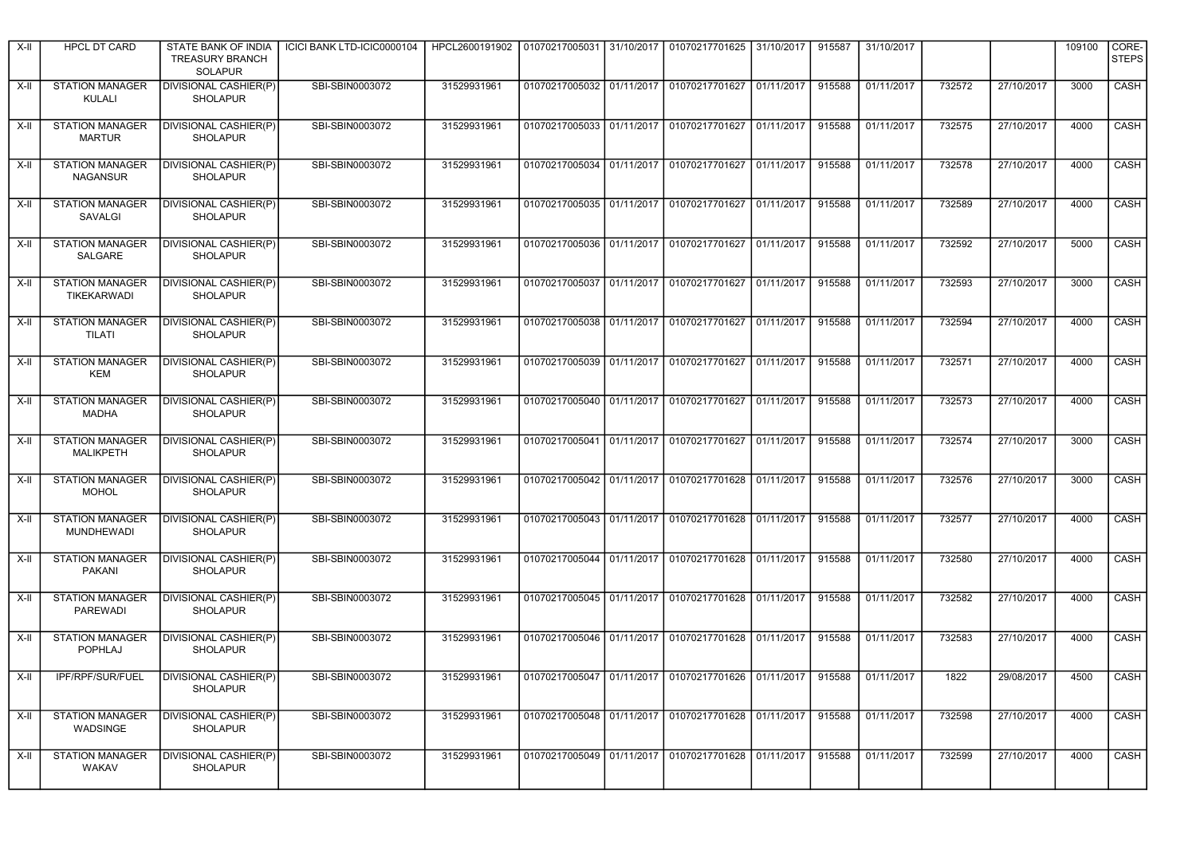| X-II | HPCL DT CARD | STATE BANK OF INDIA TREASURY BRANCH SOLAPUR | ICICI BANK LTD-ICIC0000104 | HPCL2600191902 | 01070217005031 | 31/10/2017 | 01070217701625 | 31/10/2017 | 915587 | 31/10/2017 | | | 109100 | CORE-STEPS |
|---|---|---|---|---|---|---|---|---|---|---|---|---|---|---|
| X-II | STATION MANAGER KULALI | DIVISIONAL CASHIER(P) SHOLAPUR | SBI-SBIN0003072 | 31529931961 | 01070217005032 | 01/11/2017 | 01070217701627 | 01/11/2017 | 915588 | 01/11/2017 | 732572 | 27/10/2017 | 3000 | CASH |
| X-II | STATION MANAGER MARTUR | DIVISIONAL CASHIER(P) SHOLAPUR | SBI-SBIN0003072 | 31529931961 | 01070217005033 | 01/11/2017 | 01070217701627 | 01/11/2017 | 915588 | 01/11/2017 | 732575 | 27/10/2017 | 4000 | CASH |
| X-II | STATION MANAGER NAGANSUR | DIVISIONAL CASHIER(P) SHOLAPUR | SBI-SBIN0003072 | 31529931961 | 01070217005034 | 01/11/2017 | 01070217701627 | 01/11/2017 | 915588 | 01/11/2017 | 732578 | 27/10/2017 | 4000 | CASH |
| X-II | STATION MANAGER SAVALGI | DIVISIONAL CASHIER(P) SHOLAPUR | SBI-SBIN0003072 | 31529931961 | 01070217005035 | 01/11/2017 | 01070217701627 | 01/11/2017 | 915588 | 01/11/2017 | 732589 | 27/10/2017 | 4000 | CASH |
| X-II | STATION MANAGER SALGARE | DIVISIONAL CASHIER(P) SHOLAPUR | SBI-SBIN0003072 | 31529931961 | 01070217005036 | 01/11/2017 | 01070217701627 | 01/11/2017 | 915588 | 01/11/2017 | 732592 | 27/10/2017 | 5000 | CASH |
| X-II | STATION MANAGER TIKEKARWADI | DIVISIONAL CASHIER(P) SHOLAPUR | SBI-SBIN0003072 | 31529931961 | 01070217005037 | 01/11/2017 | 01070217701627 | 01/11/2017 | 915588 | 01/11/2017 | 732593 | 27/10/2017 | 3000 | CASH |
| X-II | STATION MANAGER TILATI | DIVISIONAL CASHIER(P) SHOLAPUR | SBI-SBIN0003072 | 31529931961 | 01070217005038 | 01/11/2017 | 01070217701627 | 01/11/2017 | 915588 | 01/11/2017 | 732594 | 27/10/2017 | 4000 | CASH |
| X-II | STATION MANAGER KEM | DIVISIONAL CASHIER(P) SHOLAPUR | SBI-SBIN0003072 | 31529931961 | 01070217005039 | 01/11/2017 | 01070217701627 | 01/11/2017 | 915588 | 01/11/2017 | 732571 | 27/10/2017 | 4000 | CASH |
| X-II | STATION MANAGER MADHA | DIVISIONAL CASHIER(P) SHOLAPUR | SBI-SBIN0003072 | 31529931961 | 01070217005040 | 01/11/2017 | 01070217701627 | 01/11/2017 | 915588 | 01/11/2017 | 732573 | 27/10/2017 | 4000 | CASH |
| X-II | STATION MANAGER MALIKPETH | DIVISIONAL CASHIER(P) SHOLAPUR | SBI-SBIN0003072 | 31529931961 | 01070217005041 | 01/11/2017 | 01070217701627 | 01/11/2017 | 915588 | 01/11/2017 | 732574 | 27/10/2017 | 3000 | CASH |
| X-II | STATION MANAGER MOHOL | DIVISIONAL CASHIER(P) SHOLAPUR | SBI-SBIN0003072 | 31529931961 | 01070217005042 | 01/11/2017 | 01070217701628 | 01/11/2017 | 915588 | 01/11/2017 | 732576 | 27/10/2017 | 3000 | CASH |
| X-II | STATION MANAGER MUNDHEWADI | DIVISIONAL CASHIER(P) SHOLAPUR | SBI-SBIN0003072 | 31529931961 | 01070217005043 | 01/11/2017 | 01070217701628 | 01/11/2017 | 915588 | 01/11/2017 | 732577 | 27/10/2017 | 4000 | CASH |
| X-II | STATION MANAGER PAKANI | DIVISIONAL CASHIER(P) SHOLAPUR | SBI-SBIN0003072 | 31529931961 | 01070217005044 | 01/11/2017 | 01070217701628 | 01/11/2017 | 915588 | 01/11/2017 | 732580 | 27/10/2017 | 4000 | CASH |
| X-II | STATION MANAGER PAREWADI | DIVISIONAL CASHIER(P) SHOLAPUR | SBI-SBIN0003072 | 31529931961 | 01070217005045 | 01/11/2017 | 01070217701628 | 01/11/2017 | 915588 | 01/11/2017 | 732582 | 27/10/2017 | 4000 | CASH |
| X-II | STATION MANAGER POPHLAJ | DIVISIONAL CASHIER(P) SHOLAPUR | SBI-SBIN0003072 | 31529931961 | 01070217005046 | 01/11/2017 | 01070217701628 | 01/11/2017 | 915588 | 01/11/2017 | 732583 | 27/10/2017 | 4000 | CASH |
| X-II | IPF/RPF/SUR/FUEL | DIVISIONAL CASHIER(P) SHOLAPUR | SBI-SBIN0003072 | 31529931961 | 01070217005047 | 01/11/2017 | 01070217701626 | 01/11/2017 | 915588 | 01/11/2017 | 1822 | 29/08/2017 | 4500 | CASH |
| X-II | STATION MANAGER WADSINGE | DIVISIONAL CASHIER(P) SHOLAPUR | SBI-SBIN0003072 | 31529931961 | 01070217005048 | 01/11/2017 | 01070217701628 | 01/11/2017 | 915588 | 01/11/2017 | 732598 | 27/10/2017 | 4000 | CASH |
| X-II | STATION MANAGER WAKAV | DIVISIONAL CASHIER(P) SHOLAPUR | SBI-SBIN0003072 | 31529931961 | 01070217005049 | 01/11/2017 | 01070217701628 | 01/11/2017 | 915588 | 01/11/2017 | 732599 | 27/10/2017 | 4000 | CASH |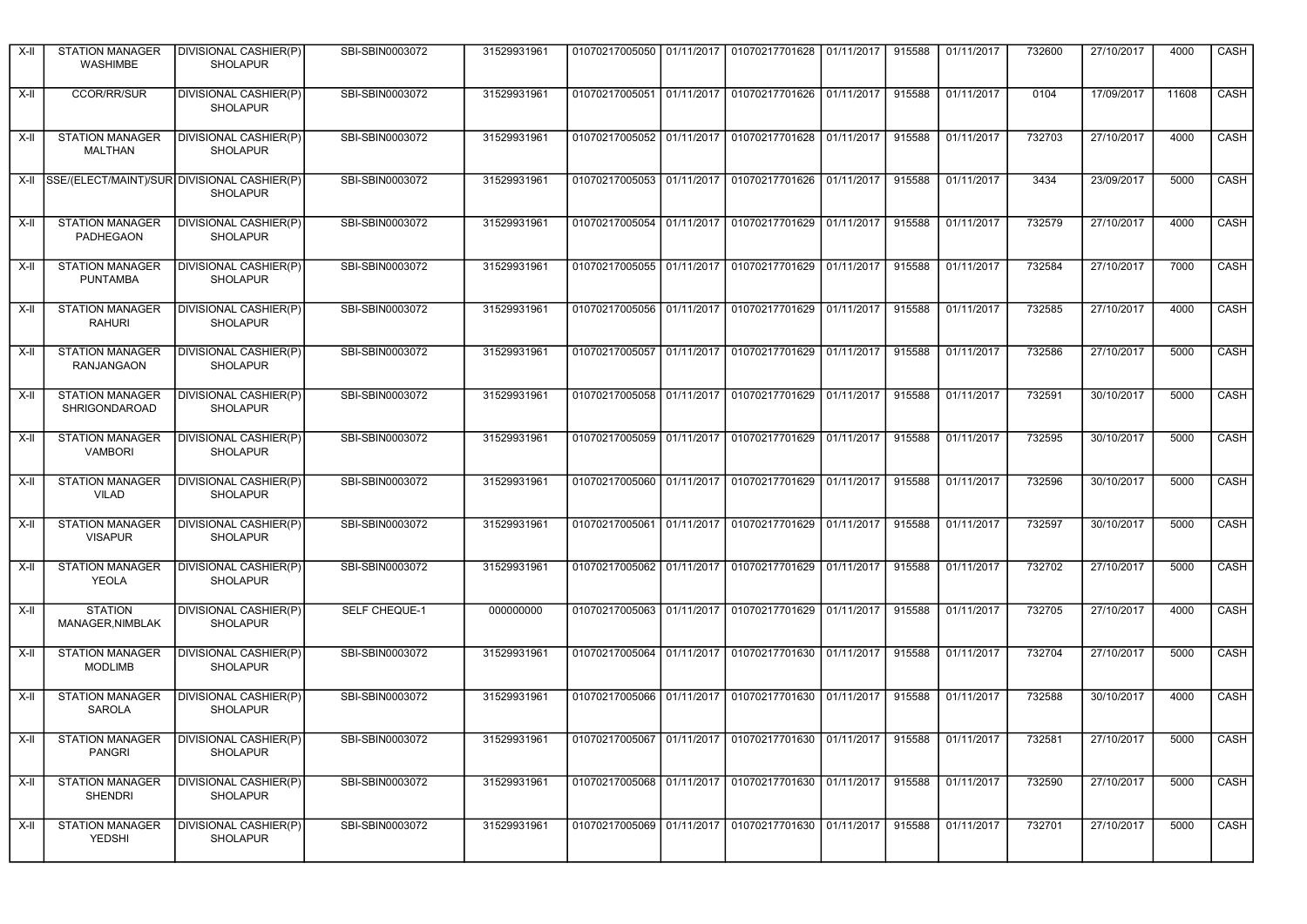| X-II | STATION MANAGER WASHIMBE | DIVISIONAL CASHIER(P) SHOLAPUR | SBI-SBIN0003072 | 31529931961 | 01070217005050 | 01/11/2017 | 01070217701628 | 01/11/2017 | 915588 | 01/11/2017 | 732600 | 27/10/2017 | 4000 | CASH |
|---|---|---|---|---|---|---|---|---|---|---|---|---|---|---|
| X-II | CCOR/RR/SUR | DIVISIONAL CASHIER(P) SHOLAPUR | SBI-SBIN0003072 | 31529931961 | 01070217005051 | 01/11/2017 | 01070217701626 | 01/11/2017 | 915588 | 01/11/2017 | 0104 | 17/09/2017 | 11608 | CASH |
| X-II | STATION MANAGER MALTHAN | DIVISIONAL CASHIER(P) SHOLAPUR | SBI-SBIN0003072 | 31529931961 | 01070217005052 | 01/11/2017 | 01070217701628 | 01/11/2017 | 915588 | 01/11/2017 | 732703 | 27/10/2017 | 4000 | CASH |
| X-II | SSE/(ELECT/MAINT)/SUR | DIVISIONAL CASHIER(P) SHOLAPUR | SBI-SBIN0003072 | 31529931961 | 01070217005053 | 01/11/2017 | 01070217701626 | 01/11/2017 | 915588 | 01/11/2017 | 3434 | 23/09/2017 | 5000 | CASH |
| X-II | STATION MANAGER PADHEGAON | DIVISIONAL CASHIER(P) SHOLAPUR | SBI-SBIN0003072 | 31529931961 | 01070217005054 | 01/11/2017 | 01070217701629 | 01/11/2017 | 915588 | 01/11/2017 | 732579 | 27/10/2017 | 4000 | CASH |
| X-II | STATION MANAGER PUNTAMBA | DIVISIONAL CASHIER(P) SHOLAPUR | SBI-SBIN0003072 | 31529931961 | 01070217005055 | 01/11/2017 | 01070217701629 | 01/11/2017 | 915588 | 01/11/2017 | 732584 | 27/10/2017 | 7000 | CASH |
| X-II | STATION MANAGER RAHURI | DIVISIONAL CASHIER(P) SHOLAPUR | SBI-SBIN0003072 | 31529931961 | 01070217005056 | 01/11/2017 | 01070217701629 | 01/11/2017 | 915588 | 01/11/2017 | 732585 | 27/10/2017 | 4000 | CASH |
| X-II | STATION MANAGER RANJANGAON | DIVISIONAL CASHIER(P) SHOLAPUR | SBI-SBIN0003072 | 31529931961 | 01070217005057 | 01/11/2017 | 01070217701629 | 01/11/2017 | 915588 | 01/11/2017 | 732586 | 27/10/2017 | 5000 | CASH |
| X-II | STATION MANAGER SHRIGONDAROAD | DIVISIONAL CASHIER(P) SHOLAPUR | SBI-SBIN0003072 | 31529931961 | 01070217005058 | 01/11/2017 | 01070217701629 | 01/11/2017 | 915588 | 01/11/2017 | 732591 | 30/10/2017 | 5000 | CASH |
| X-II | STATION MANAGER VAMBORI | DIVISIONAL CASHIER(P) SHOLAPUR | SBI-SBIN0003072 | 31529931961 | 01070217005059 | 01/11/2017 | 01070217701629 | 01/11/2017 | 915588 | 01/11/2017 | 732595 | 30/10/2017 | 5000 | CASH |
| X-II | STATION MANAGER VILAD | DIVISIONAL CASHIER(P) SHOLAPUR | SBI-SBIN0003072 | 31529931961 | 01070217005060 | 01/11/2017 | 01070217701629 | 01/11/2017 | 915588 | 01/11/2017 | 732596 | 30/10/2017 | 5000 | CASH |
| X-II | STATION MANAGER VISAPUR | DIVISIONAL CASHIER(P) SHOLAPUR | SBI-SBIN0003072 | 31529931961 | 01070217005061 | 01/11/2017 | 01070217701629 | 01/11/2017 | 915588 | 01/11/2017 | 732597 | 30/10/2017 | 5000 | CASH |
| X-II | STATION MANAGER YEOLA | DIVISIONAL CASHIER(P) SHOLAPUR | SBI-SBIN0003072 | 31529931961 | 01070217005062 | 01/11/2017 | 01070217701629 | 01/11/2017 | 915588 | 01/11/2017 | 732702 | 27/10/2017 | 5000 | CASH |
| X-II | STATION MANAGER,NIMBLAK | DIVISIONAL CASHIER(P) SHOLAPUR | SELF CHEQUE-1 | 000000000 | 01070217005063 | 01/11/2017 | 01070217701629 | 01/11/2017 | 915588 | 01/11/2017 | 732705 | 27/10/2017 | 4000 | CASH |
| X-II | STATION MANAGER MODLIMB | DIVISIONAL CASHIER(P) SHOLAPUR | SBI-SBIN0003072 | 31529931961 | 01070217005064 | 01/11/2017 | 01070217701630 | 01/11/2017 | 915588 | 01/11/2017 | 732704 | 27/10/2017 | 5000 | CASH |
| X-II | STATION MANAGER SAROLA | DIVISIONAL CASHIER(P) SHOLAPUR | SBI-SBIN0003072 | 31529931961 | 01070217005066 | 01/11/2017 | 01070217701630 | 01/11/2017 | 915588 | 01/11/2017 | 732588 | 30/10/2017 | 4000 | CASH |
| X-II | STATION MANAGER PANGRI | DIVISIONAL CASHIER(P) SHOLAPUR | SBI-SBIN0003072 | 31529931961 | 01070217005067 | 01/11/2017 | 01070217701630 | 01/11/2017 | 915588 | 01/11/2017 | 732581 | 27/10/2017 | 5000 | CASH |
| X-II | STATION MANAGER SHENDRI | DIVISIONAL CASHIER(P) SHOLAPUR | SBI-SBIN0003072 | 31529931961 | 01070217005068 | 01/11/2017 | 01070217701630 | 01/11/2017 | 915588 | 01/11/2017 | 732590 | 27/10/2017 | 5000 | CASH |
| X-II | STATION MANAGER YEDSHI | DIVISIONAL CASHIER(P) SHOLAPUR | SBI-SBIN0003072 | 31529931961 | 01070217005069 | 01/11/2017 | 01070217701630 | 01/11/2017 | 915588 | 01/11/2017 | 732701 | 27/10/2017 | 5000 | CASH |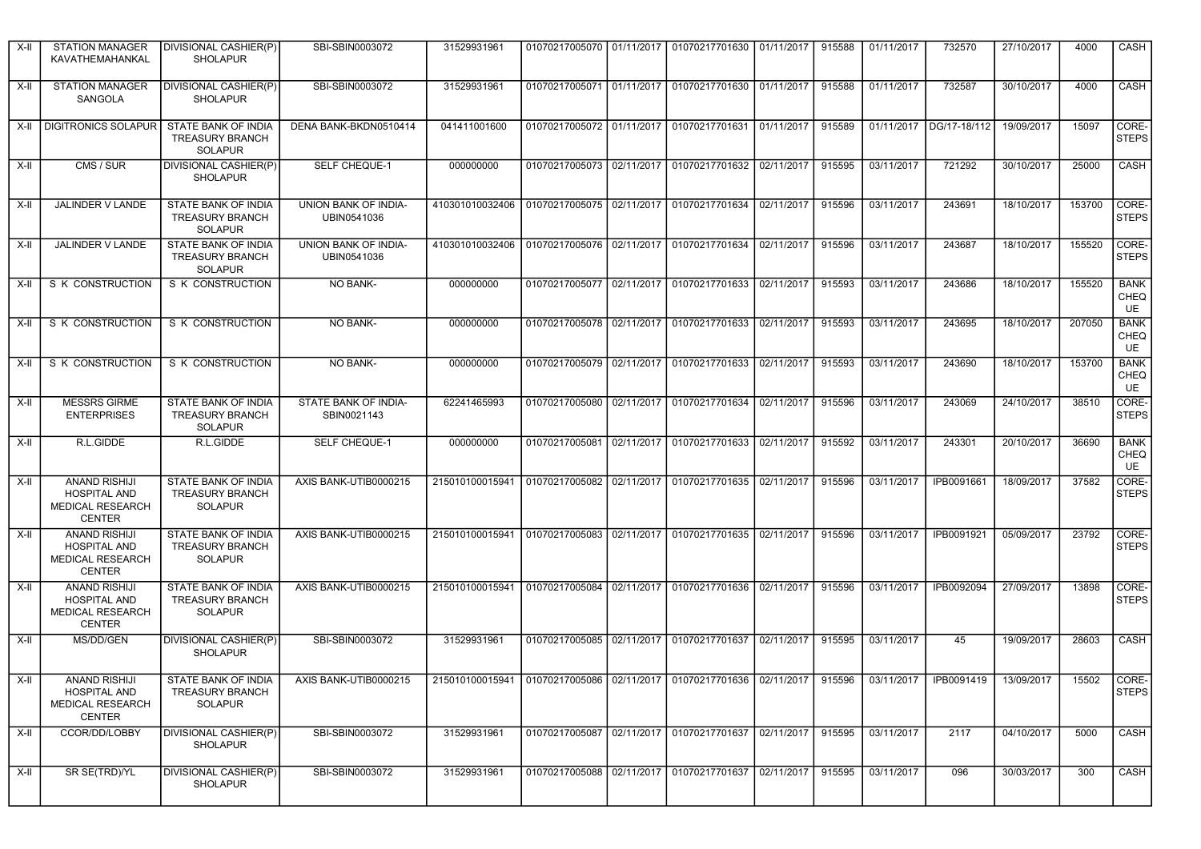| X-II | STATION MANAGER KAVATHEMAHANKAL | DIVISIONAL CASHIER(P) SHOLAPUR | SBI-SBIN0003072 | 31529931961 | 01070217005070 | 01/11/2017 | 01070217701630 | 01/11/2017 | 915588 | 01/11/2017 | 732570 | 27/10/2017 | 4000 | CASH |
|---|---|---|---|---|---|---|---|---|---|---|---|---|---|---|
| X-II | STATION MANAGER SANGOLA | DIVISIONAL CASHIER(P) SHOLAPUR | SBI-SBIN0003072 | 31529931961 | 01070217005071 | 01/11/2017 | 01070217701630 | 01/11/2017 | 915588 | 01/11/2017 | 732587 | 30/10/2017 | 4000 | CASH |
| X-II | DIGITRONICS SOLAPUR | STATE BANK OF INDIA TREASURY BRANCH SOLAPUR | DENA BANK-BKDN0510414 | 041411001600 | 01070217005072 | 01/11/2017 | 01070217701631 | 01/11/2017 | 915589 | 01/11/2017 | DG/17-18/112 | 19/09/2017 | 15097 | CORE-STEPS |
| X-II | CMS / SUR | DIVISIONAL CASHIER(P) SHOLAPUR | SELF CHEQUE-1 | 000000000 | 01070217005073 | 02/11/2017 | 01070217701632 | 02/11/2017 | 915595 | 03/11/2017 | 721292 | 30/10/2017 | 25000 | CASH |
| X-II | JALINDER V LANDE | STATE BANK OF INDIA TREASURY BRANCH SOLAPUR | UNION BANK OF INDIA-UBIN0541036 | 410301010032406 | 01070217005075 | 02/11/2017 | 01070217701634 | 02/11/2017 | 915596 | 03/11/2017 | 243691 | 18/10/2017 | 153700 | CORE-STEPS |
| X-II | JALINDER V LANDE | STATE BANK OF INDIA TREASURY BRANCH SOLAPUR | UNION BANK OF INDIA-UBIN0541036 | 410301010032406 | 01070217005076 | 02/11/2017 | 01070217701634 | 02/11/2017 | 915596 | 03/11/2017 | 243687 | 18/10/2017 | 155520 | CORE-STEPS |
| X-II | S K CONSTRUCTION | S K CONSTRUCTION | NO BANK- | 000000000 | 01070217005077 | 02/11/2017 | 01070217701633 | 02/11/2017 | 915593 | 03/11/2017 | 243686 | 18/10/2017 | 155520 | BANK CHEQUE |
| X-II | S K CONSTRUCTION | S K CONSTRUCTION | NO BANK- | 000000000 | 01070217005078 | 02/11/2017 | 01070217701633 | 02/11/2017 | 915593 | 03/11/2017 | 243695 | 18/10/2017 | 207050 | BANK CHEQUE |
| X-II | S K CONSTRUCTION | S K CONSTRUCTION | NO BANK- | 000000000 | 01070217005079 | 02/11/2017 | 01070217701633 | 02/11/2017 | 915593 | 03/11/2017 | 243690 | 18/10/2017 | 153700 | BANK CHEQUE |
| X-II | MESSRS GIRME ENTERPRISES | STATE BANK OF INDIA TREASURY BRANCH SOLAPUR | STATE BANK OF INDIA-SBIN0021143 | 62241465993 | 01070217005080 | 02/11/2017 | 01070217701634 | 02/11/2017 | 915596 | 03/11/2017 | 243069 | 24/10/2017 | 38510 | CORE-STEPS |
| X-II | R.L.GIDDE | R.L.GIDDE | SELF CHEQUE-1 | 000000000 | 01070217005081 | 02/11/2017 | 01070217701633 | 02/11/2017 | 915592 | 03/11/2017 | 243301 | 20/10/2017 | 36690 | BANK CHEQUE |
| X-II | ANAND RISHIJI HOSPITAL AND MEDICAL RESEARCH CENTER | STATE BANK OF INDIA TREASURY BRANCH SOLAPUR | AXIS BANK-UTIB0000215 | 215010100015941 | 01070217005082 | 02/11/2017 | 01070217701635 | 02/11/2017 | 915596 | 03/11/2017 | IPB0091661 | 18/09/2017 | 37582 | CORE-STEPS |
| X-II | ANAND RISHIJI HOSPITAL AND MEDICAL RESEARCH CENTER | STATE BANK OF INDIA TREASURY BRANCH SOLAPUR | AXIS BANK-UTIB0000215 | 215010100015941 | 01070217005083 | 02/11/2017 | 01070217701635 | 02/11/2017 | 915596 | 03/11/2017 | IPB0091921 | 05/09/2017 | 23792 | CORE-STEPS |
| X-II | ANAND RISHIJI HOSPITAL AND MEDICAL RESEARCH CENTER | STATE BANK OF INDIA TREASURY BRANCH SOLAPUR | AXIS BANK-UTIB0000215 | 215010100015941 | 01070217005084 | 02/11/2017 | 01070217701636 | 02/11/2017 | 915596 | 03/11/2017 | IPB0092094 | 27/09/2017 | 13898 | CORE-STEPS |
| X-II | MS/DD/GEN | DIVISIONAL CASHIER(P) SHOLAPUR | SBI-SBIN0003072 | 31529931961 | 01070217005085 | 02/11/2017 | 01070217701637 | 02/11/2017 | 915595 | 03/11/2017 | 45 | 19/09/2017 | 28603 | CASH |
| X-II | ANAND RISHIJI HOSPITAL AND MEDICAL RESEARCH CENTER | STATE BANK OF INDIA TREASURY BRANCH SOLAPUR | AXIS BANK-UTIB0000215 | 215010100015941 | 01070217005086 | 02/11/2017 | 01070217701636 | 02/11/2017 | 915596 | 03/11/2017 | IPB0091419 | 13/09/2017 | 15502 | CORE-STEPS |
| X-II | CCOR/DD/LOBBY | DIVISIONAL CASHIER(P) SHOLAPUR | SBI-SBIN0003072 | 31529931961 | 01070217005087 | 02/11/2017 | 01070217701637 | 02/11/2017 | 915595 | 03/11/2017 | 2117 | 04/10/2017 | 5000 | CASH |
| X-II | SR SE(TRD)/YL | DIVISIONAL CASHIER(P) SHOLAPUR | SBI-SBIN0003072 | 31529931961 | 01070217005088 | 02/11/2017 | 01070217701637 | 02/11/2017 | 915595 | 03/11/2017 | 096 | 30/03/2017 | 300 | CASH |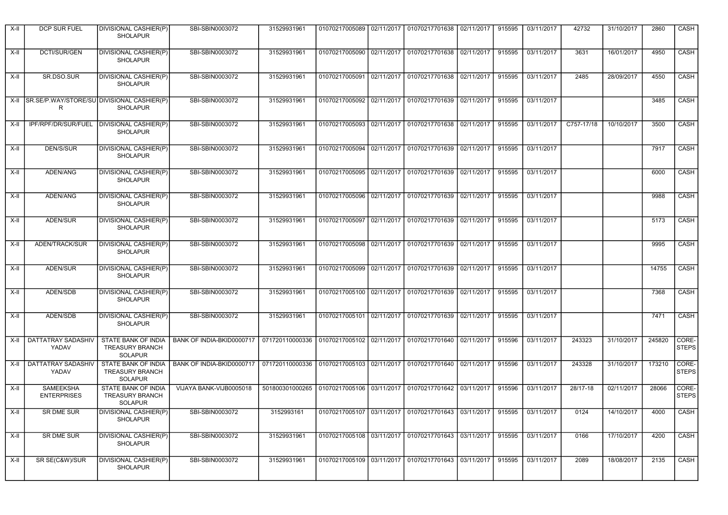| | | | | | | | | | | | | | | |
|---|---|---|---|---|---|---|---|---|---|---|---|---|---|---|
| X-II | DCP SUR FUEL | DIVISIONAL CASHIER(P) SHOLAPUR | SBI-SBIN0003072 | 31529931961 | 01070217005089 | 02/11/2017 | 01070217701638 | 02/11/2017 | 915595 | 03/11/2017 | 42732 | 31/10/2017 | 2860 | CASH |
| X-II | DCTI/SUR/GEN | DIVISIONAL CASHIER(P) SHOLAPUR | SBI-SBIN0003072 | 31529931961 | 01070217005090 | 02/11/2017 | 01070217701638 | 02/11/2017 | 915595 | 03/11/2017 | 3631 | 16/01/2017 | 4950 | CASH |
| X-II | SR.DSO.SUR | DIVISIONAL CASHIER(P) SHOLAPUR | SBI-SBIN0003072 | 31529931961 | 01070217005091 | 02/11/2017 | 01070217701638 | 02/11/2017 | 915595 | 03/11/2017 | 2485 | 28/09/2017 | 4550 | CASH |
| X-II | SR.SE/P.WAY/STORE/SUR | DIVISIONAL CASHIER(P) SHOLAPUR | SBI-SBIN0003072 | 31529931961 | 01070217005092 | 02/11/2017 | 01070217701639 | 02/11/2017 | 915595 | 03/11/2017 | | | 3485 | CASH |
| X-II | IPF/RPF/DR/SUR/FUEL | DIVISIONAL CASHIER(P) SHOLAPUR | SBI-SBIN0003072 | 31529931961 | 01070217005093 | 02/11/2017 | 01070217701638 | 02/11/2017 | 915595 | 03/11/2017 | C757-17/18 | 10/10/2017 | 3500 | CASH |
| X-II | DEN/S/SUR | DIVISIONAL CASHIER(P) SHOLAPUR | SBI-SBIN0003072 | 31529931961 | 01070217005094 | 02/11/2017 | 01070217701639 | 02/11/2017 | 915595 | 03/11/2017 | | | 7917 | CASH |
| X-II | ADEN/ANG | DIVISIONAL CASHIER(P) SHOLAPUR | SBI-SBIN0003072 | 31529931961 | 01070217005095 | 02/11/2017 | 01070217701639 | 02/11/2017 | 915595 | 03/11/2017 | | | 6000 | CASH |
| X-II | ADEN/ANG | DIVISIONAL CASHIER(P) SHOLAPUR | SBI-SBIN0003072 | 31529931961 | 01070217005096 | 02/11/2017 | 01070217701639 | 02/11/2017 | 915595 | 03/11/2017 | | | 9988 | CASH |
| X-II | ADEN/SUR | DIVISIONAL CASHIER(P) SHOLAPUR | SBI-SBIN0003072 | 31529931961 | 01070217005097 | 02/11/2017 | 01070217701639 | 02/11/2017 | 915595 | 03/11/2017 | | | 5173 | CASH |
| X-II | ADEN/TRACK/SUR | DIVISIONAL CASHIER(P) SHOLAPUR | SBI-SBIN0003072 | 31529931961 | 01070217005098 | 02/11/2017 | 01070217701639 | 02/11/2017 | 915595 | 03/11/2017 | | | 9995 | CASH |
| X-II | ADEN/SUR | DIVISIONAL CASHIER(P) SHOLAPUR | SBI-SBIN0003072 | 31529931961 | 01070217005099 | 02/11/2017 | 01070217701639 | 02/11/2017 | 915595 | 03/11/2017 | | | 14755 | CASH |
| X-II | ADEN/SDB | DIVISIONAL CASHIER(P) SHOLAPUR | SBI-SBIN0003072 | 31529931961 | 01070217005100 | 02/11/2017 | 01070217701639 | 02/11/2017 | 915595 | 03/11/2017 | | | 7368 | CASH |
| X-II | ADEN/SDB | DIVISIONAL CASHIER(P) SHOLAPUR | SBI-SBIN0003072 | 31529931961 | 01070217005101 | 02/11/2017 | 01070217701639 | 02/11/2017 | 915595 | 03/11/2017 | | | 7471 | CASH |
| X-II | DATTATRAY SADASHIV YADAV | STATE BANK OF INDIA TREASURY BRANCH SOLAPUR | BANK OF INDIA-BKID0000717 | 071720110000336 | 01070217005102 | 02/11/2017 | 01070217701640 | 02/11/2017 | 915596 | 03/11/2017 | 243323 | 31/10/2017 | 245820 | CORE-STEPS |
| X-II | DATTATRAY SADASHIV YADAV | STATE BANK OF INDIA TREASURY BRANCH SOLAPUR | BANK OF INDIA-BKID0000717 | 071720110000336 | 01070217005103 | 02/11/2017 | 01070217701640 | 02/11/2017 | 915596 | 03/11/2017 | 243328 | 31/10/2017 | 173210 | CORE-STEPS |
| X-II | SAMEEKSHA ENTERPRISES | STATE BANK OF INDIA TREASURY BRANCH SOLAPUR | VIJAYA BANK-VIJB0005018 | 501800301000265 | 01070217005106 | 03/11/2017 | 01070217701642 | 03/11/2017 | 915596 | 03/11/2017 | 28/17-18 | 02/11/2017 | 28066 | CORE-STEPS |
| X-II | SR DME SUR | DIVISIONAL CASHIER(P) SHOLAPUR | SBI-SBIN0003072 | 3152993161 | 01070217005107 | 03/11/2017 | 01070217701643 | 03/11/2017 | 915595 | 03/11/2017 | 0124 | 14/10/2017 | 4000 | CASH |
| X-II | SR DME SUR | DIVISIONAL CASHIER(P) SHOLAPUR | SBI-SBIN0003072 | 31529931961 | 01070217005108 | 03/11/2017 | 01070217701643 | 03/11/2017 | 915595 | 03/11/2017 | 0166 | 17/10/2017 | 4200 | CASH |
| X-II | SR SE(C&W)/SUR | DIVISIONAL CASHIER(P) SHOLAPUR | SBI-SBIN0003072 | 31529931961 | 01070217005109 | 03/11/2017 | 01070217701643 | 03/11/2017 | 915595 | 03/11/2017 | 2089 | 18/08/2017 | 2135 | CASH |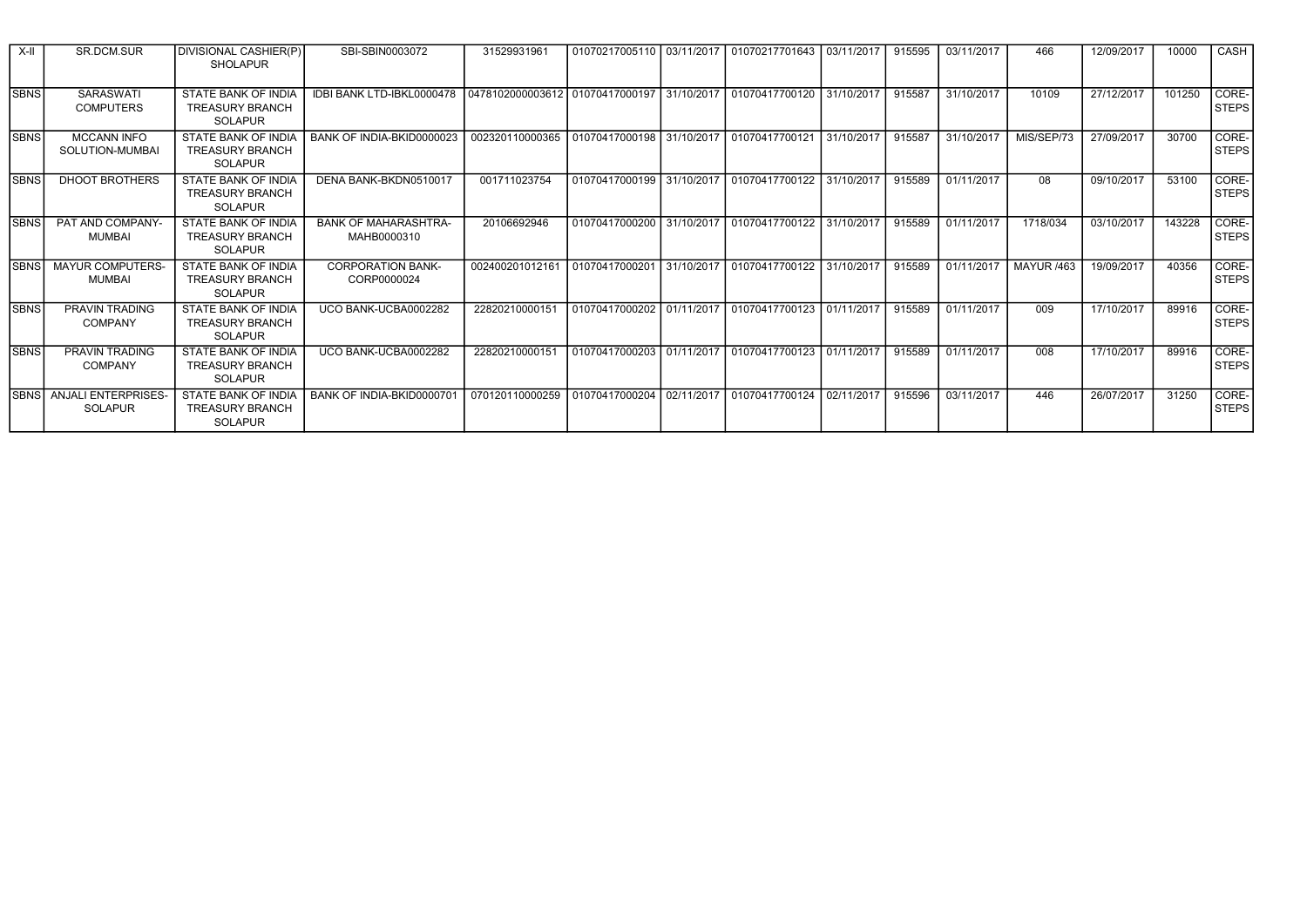| | | | | | | | | | | | | | | | |
|---|---|---|---|---|---|---|---|---|---|---|---|---|---|---|---|
| X-II | SR.DCM.SUR | DIVISIONAL CASHIER(P) SHOLAPUR | SBI-SBIN0003072 | 31529931961 | 01070217005110 | 03/11/2017 | 01070217701643 | 03/11/2017 | 915595 | 03/11/2017 | 466 | 12/09/2017 | 10000 | CASH |
| SBNS | SARASWATI COMPUTERS | STATE BANK OF INDIA TREASURY BRANCH SOLAPUR | IDBI BANK LTD-IBKL0000478 | 0478102000003612 | 01070417000197 | 31/10/2017 | 01070417700120 | 31/10/2017 | 915587 | 31/10/2017 | 10109 | 27/12/2017 | 101250 | CORE-STEPS |
| SBNS | MCCANN INFO SOLUTION-MUMBAI | STATE BANK OF INDIA TREASURY BRANCH SOLAPUR | BANK OF INDIA-BKID0000023 | 002320110000365 | 01070417000198 | 31/10/2017 | 01070417700121 | 31/10/2017 | 915587 | 31/10/2017 | MIS/SEP/73 | 27/09/2017 | 30700 | CORE-STEPS |
| SBNS | DHOOT BROTHERS | STATE BANK OF INDIA TREASURY BRANCH SOLAPUR | DENA BANK-BKDN0510017 | 001711023754 | 01070417000199 | 31/10/2017 | 01070417700122 | 31/10/2017 | 915589 | 01/11/2017 | 08 | 09/10/2017 | 53100 | CORE-STEPS |
| SBNS | PAT AND COMPANY-MUMBAI | STATE BANK OF INDIA TREASURY BRANCH SOLAPUR | BANK OF MAHARASHTRA-MAHB0000310 | 20106692946 | 01070417000200 | 31/10/2017 | 01070417700122 | 31/10/2017 | 915589 | 01/11/2017 | 1718/034 | 03/10/2017 | 143228 | CORE-STEPS |
| SBNS | MAYUR COMPUTERS-MUMBAI | STATE BANK OF INDIA TREASURY BRANCH SOLAPUR | CORPORATION BANK-CORP0000024 | 002400201012161 | 01070417000201 | 31/10/2017 | 01070417700122 | 31/10/2017 | 915589 | 01/11/2017 | MAYUR /463 | 19/09/2017 | 40356 | CORE-STEPS |
| SBNS | PRAVIN TRADING COMPANY | STATE BANK OF INDIA TREASURY BRANCH SOLAPUR | UCO BANK-UCBA0002282 | 22820210000151 | 01070417000202 | 01/11/2017 | 01070417700123 | 01/11/2017 | 915589 | 01/11/2017 | 009 | 17/10/2017 | 89916 | CORE-STEPS |
| SBNS | PRAVIN TRADING COMPANY | STATE BANK OF INDIA TREASURY BRANCH SOLAPUR | UCO BANK-UCBA0002282 | 22820210000151 | 01070417000203 | 01/11/2017 | 01070417700123 | 01/11/2017 | 915589 | 01/11/2017 | 008 | 17/10/2017 | 89916 | CORE-STEPS |
| SBNS | ANJALI ENTERPRISES-SOLAPUR | STATE BANK OF INDIA TREASURY BRANCH SOLAPUR | BANK OF INDIA-BKID0000701 | 070120110000259 | 01070417000204 | 02/11/2017 | 01070417700124 | 02/11/2017 | 915596 | 03/11/2017 | 446 | 26/07/2017 | 31250 | CORE-STEPS |